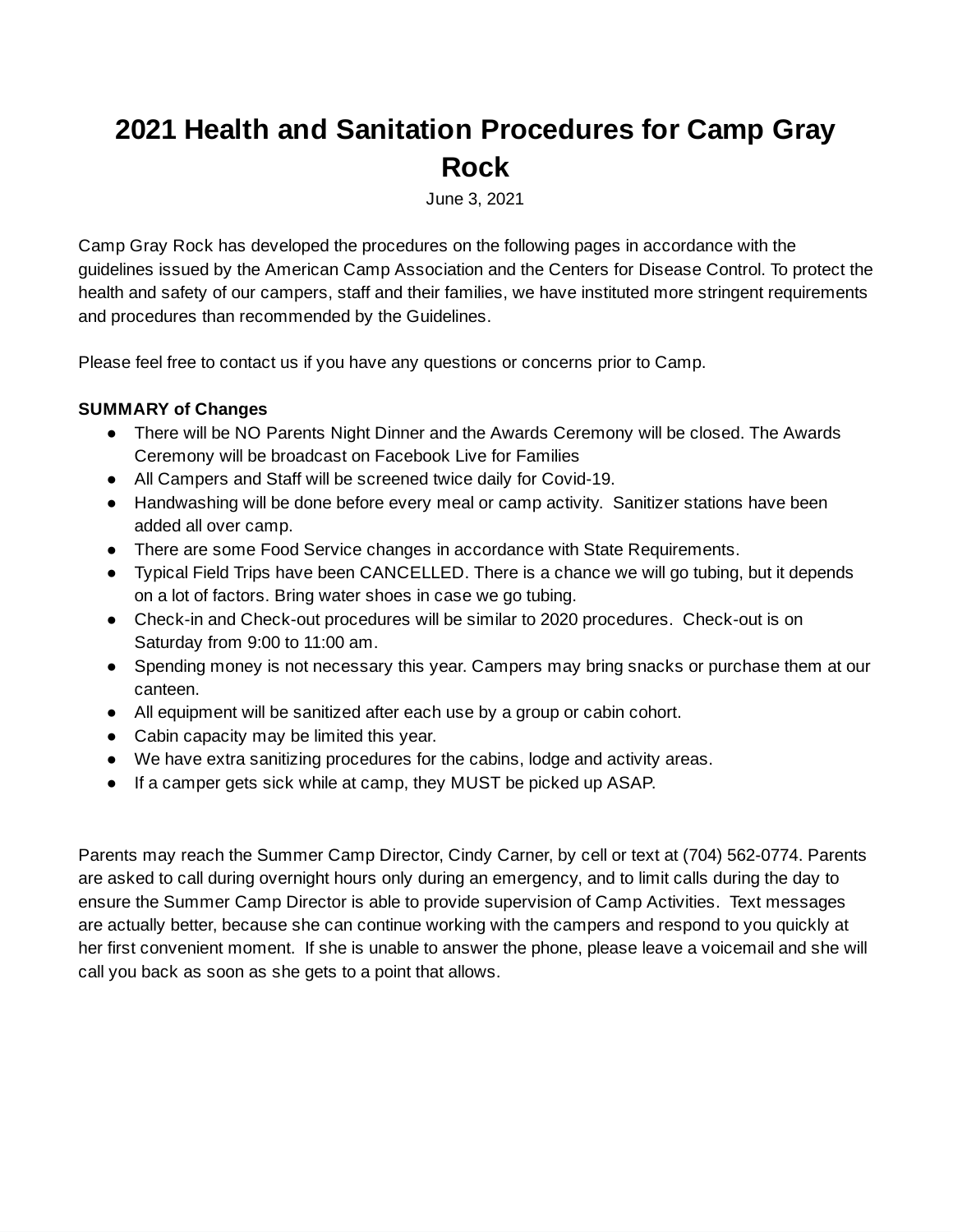# 2021 Health and Sanitation Procedures for Camp Gray Rock

June 3, 2021

Camp Gray Rock has developed the procedures on the following pages in accordance with the guidelines issued by the American Camp Association and the Centers for Disease Control. To protect the health and safety of our campers, staff and their families, we have instituted more stringent requirements and procedures than recommended by the Guidelines.

Please feel free to contact us if you have any questions or concerns prior to Camp.

**SUMMARY of Changes**

- There will be NO Parents Night Dinner and the Awards Ceremony will be closed. The Awards Ceremony will be broadcast on Facebook Live for Families
- All Campers and Staff will be screened twice daily for Covid-19.
- Handwashing will be done before every meal or camp activity. Sanitizer stations have been added all over camp.
- There are some Food Service changes in accordance with State Requirements.
- Typical Field Trips have been CANCELLED. There is a chance we will go tubing, but it depends on a lot of factors. Bring water shoes in case we go tubing.
- Check-in and Check-out procedures will be similar to 2020 procedures. Check-out is on Saturday from 9:00 to 11:00 am.
- Spending money is not necessary this year. Campers may bring snacks or purchase them at our canteen.
- All equipment will be sanitized after each use by a group or cabin cohort.
- Cabin capacity may be limited this year.
- We have extra sanitizing procedures for the cabins, lodge and activity areas.
- If a camper gets sick while at camp, they MUST be picked up ASAP.

Parents may reach the Summer Camp Director, Cindy Carner, by cell or text at (704) 562-0774. Parents are asked to call during overnight hours only during an emergency, and to limit calls during the day to ensure the Summer Camp Director is able to provide supervision of Camp Activities. Text messages are actually better, because she can continue working with the campers and respond to you quickly at her first convenient moment. If she is unable to answer the phone, please leave a voicemail and she will call you back as soon as she gets to a point that allows.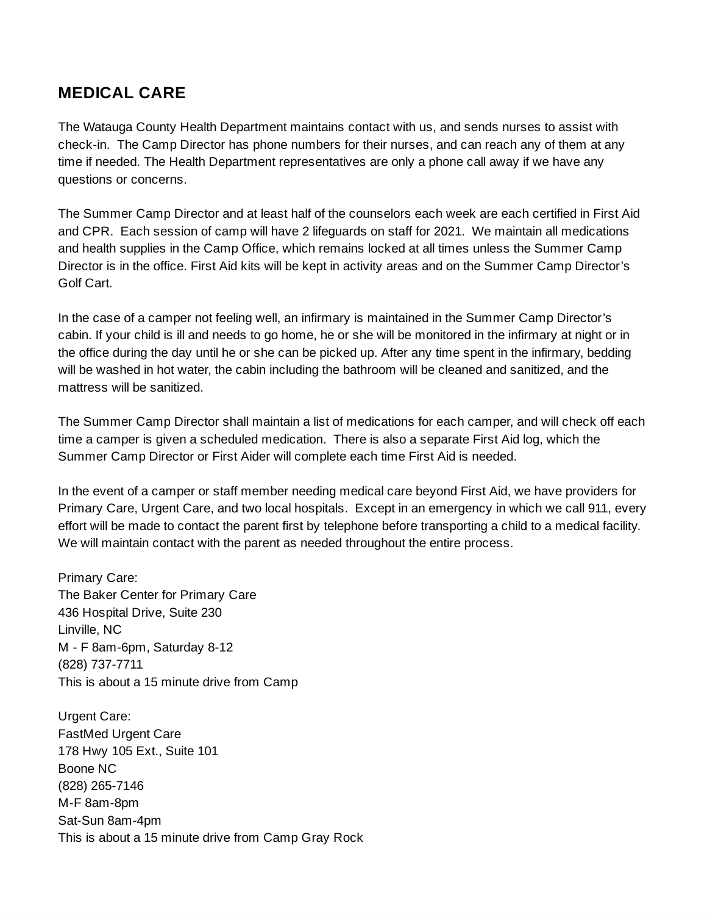## MEDICAL CARE

The Watauga County Health Department maintains contact with us, and sends nurses to assist with check-in. The Camp Director has phone numbers for their nurses, and can reach any of them at any time if needed. The Health Department representatives are only a phone call away if we have any questions or concerns.

The Summer Camp Director and at least half of the counselors each week are each certified in First Aid and CPR. Each session of camp will have 2 lifeguards on staff for 2021. We maintain all medications and health supplies in the Camp Office, which remains locked at all times unless the Summer Camp Director is in the office. First Aid kits will be kept in activity areas and on the Summer Camp Director's Golf Cart.

In the case of a camper not feeling well, an infirmary is maintained in the Summer Camp Director's cabin. If your child is ill and needs to go home, he or she will be monitored in the infirmary at night or in the office during the day until he or she can be picked up. After any time spent in the infirmary, bedding will be washed in hot water, the cabin including the bathroom will be cleaned and sanitized, and the mattress will be sanitized.

The Summer Camp Director shall maintain a list of medications for each camper, and will check off each time a camper is given a scheduled medication. There is also a separate First Aid log, which the Summer Camp Director or First Aider will complete each time First Aid is needed.

In the event of a camper or staff member needing medical care beyond First Aid, we have providers for Primary Care, Urgent Care, and two local hospitals. Except in an emergency in which we call 911, every effort will be made to contact the parent first by telephone before transporting a child to a medical facility. We will maintain contact with the parent as needed throughout the entire process.

Primary Care:
The Baker Center for Primary Care
436 Hospital Drive, Suite 230
Linville, NC
M - F 8am-6pm, Saturday 8-12
(828) 737-7711
This is about a 15 minute drive from Camp

Urgent Care:
FastMed Urgent Care
178 Hwy 105 Ext., Suite 101
Boone NC
(828) 265-7146
M-F 8am-8pm
Sat-Sun 8am-4pm
This is about a 15 minute drive from Camp Gray Rock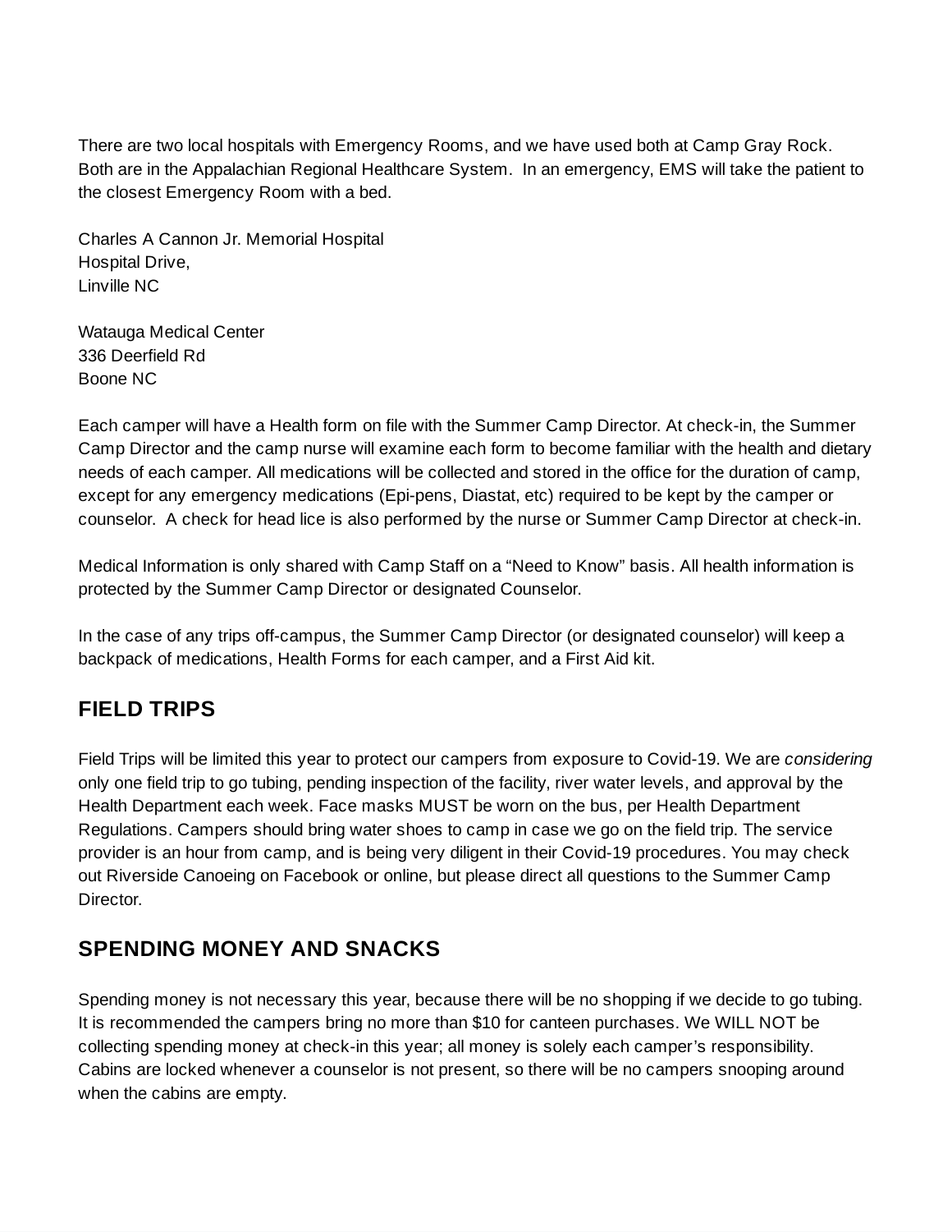There are two local hospitals with Emergency Rooms, and we have used both at Camp Gray Rock. Both are in the Appalachian Regional Healthcare System. In an emergency, EMS will take the patient to the closest Emergency Room with a bed.

Charles A Cannon Jr. Memorial Hospital
Hospital Drive,
Linville NC

Watauga Medical Center
336 Deerfield Rd
Boone NC

Each camper will have a Health form on file with the Summer Camp Director. At check-in, the Summer Camp Director and the camp nurse will examine each form to become familiar with the health and dietary needs of each camper. All medications will be collected and stored in the office for the duration of camp, except for any emergency medications (Epi-pens, Diastat, etc) required to be kept by the camper or counselor. A check for head lice is also performed by the nurse or Summer Camp Director at check-in.

Medical Information is only shared with Camp Staff on a "Need to Know" basis. All health information is protected by the Summer Camp Director or designated Counselor.

In the case of any trips off-campus, the Summer Camp Director (or designated counselor) will keep a backpack of medications, Health Forms for each camper, and a First Aid kit.

## FIELD TRIPS

Field Trips will be limited this year to protect our campers from exposure to Covid-19. We are *considering* only one field trip to go tubing, pending inspection of the facility, river water levels, and approval by the Health Department each week. Face masks MUST be worn on the bus, per Health Department Regulations. Campers should bring water shoes to camp in case we go on the field trip. The service provider is an hour from camp, and is being very diligent in their Covid-19 procedures. You may check out Riverside Canoeing on Facebook or online, but please direct all questions to the Summer Camp Director.

## SPENDING MONEY AND SNACKS

Spending money is not necessary this year, because there will be no shopping if we decide to go tubing. It is recommended the campers bring no more than $10 for canteen purchases. We WILL NOT be collecting spending money at check-in this year; all money is solely each camper's responsibility. Cabins are locked whenever a counselor is not present, so there will be no campers snooping around when the cabins are empty.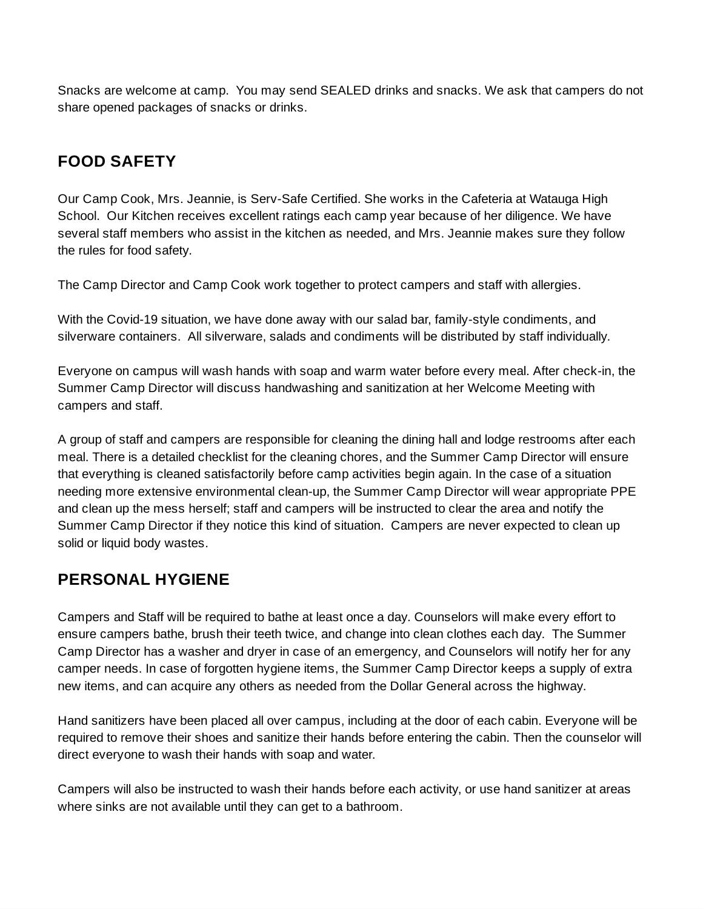Snacks are welcome at camp. You may send SEALED drinks and snacks. We ask that campers do not share opened packages of snacks or drinks.

## FOOD SAFETY

Our Camp Cook, Mrs. Jeannie, is Serv-Safe Certified. She works in the Cafeteria at Watauga High School. Our Kitchen receives excellent ratings each camp year because of her diligence. We have several staff members who assist in the kitchen as needed, and Mrs. Jeannie makes sure they follow the rules for food safety.

The Camp Director and Camp Cook work together to protect campers and staff with allergies.

With the Covid-19 situation, we have done away with our salad bar, family-style condiments, and silverware containers. All silverware, salads and condiments will be distributed by staff individually.

Everyone on campus will wash hands with soap and warm water before every meal. After check-in, the Summer Camp Director will discuss handwashing and sanitization at her Welcome Meeting with campers and staff.

A group of staff and campers are responsible for cleaning the dining hall and lodge restrooms after each meal. There is a detailed checklist for the cleaning chores, and the Summer Camp Director will ensure that everything is cleaned satisfactorily before camp activities begin again. In the case of a situation needing more extensive environmental clean-up, the Summer Camp Director will wear appropriate PPE and clean up the mess herself; staff and campers will be instructed to clear the area and notify the Summer Camp Director if they notice this kind of situation. Campers are never expected to clean up solid or liquid body wastes.

## PERSONAL HYGIENE

Campers and Staff will be required to bathe at least once a day. Counselors will make every effort to ensure campers bathe, brush their teeth twice, and change into clean clothes each day. The Summer Camp Director has a washer and dryer in case of an emergency, and Counselors will notify her for any camper needs. In case of forgotten hygiene items, the Summer Camp Director keeps a supply of extra new items, and can acquire any others as needed from the Dollar General across the highway.

Hand sanitizers have been placed all over campus, including at the door of each cabin. Everyone will be required to remove their shoes and sanitize their hands before entering the cabin. Then the counselor will direct everyone to wash their hands with soap and water.

Campers will also be instructed to wash their hands before each activity, or use hand sanitizer at areas where sinks are not available until they can get to a bathroom.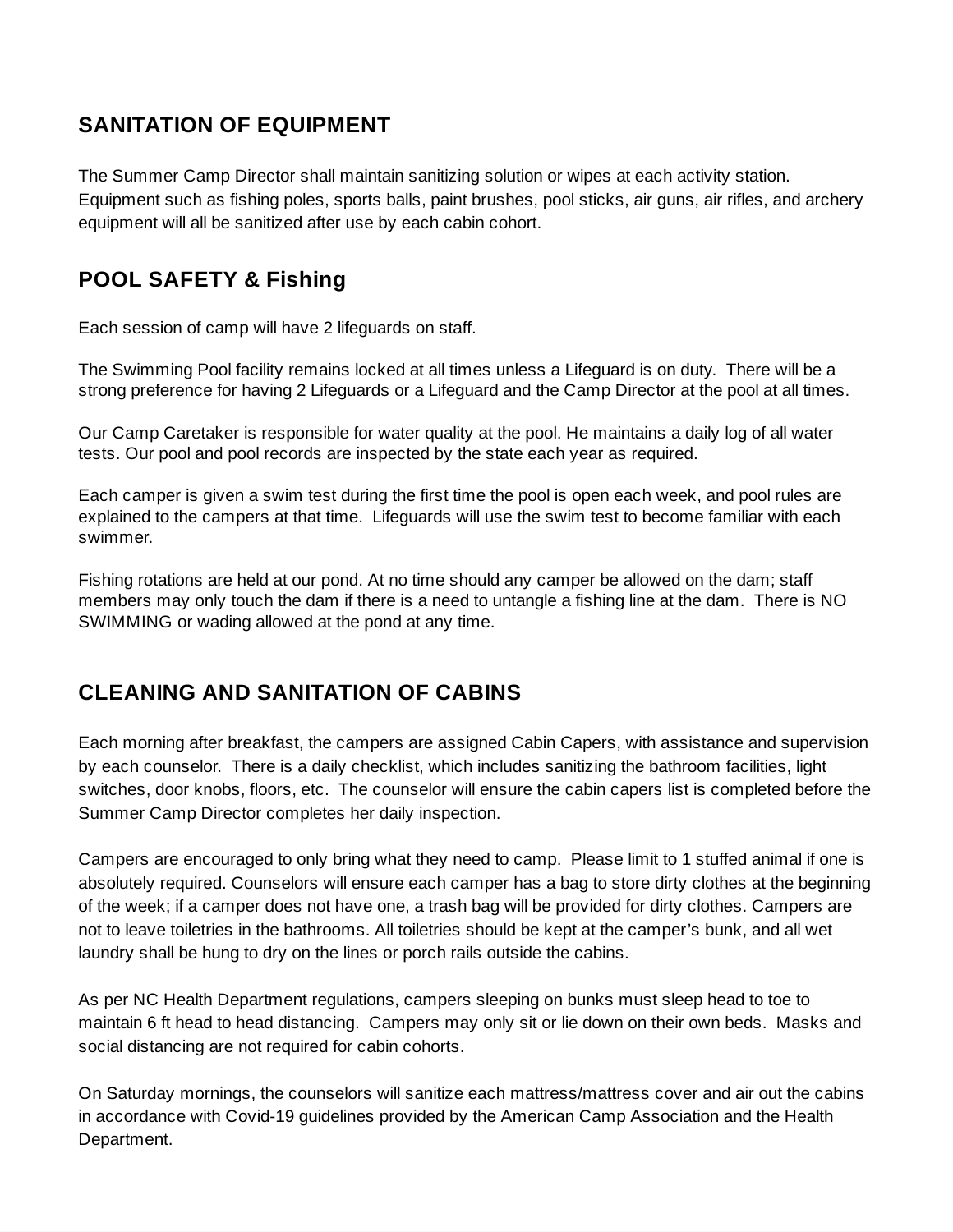## SANITATION OF EQUIPMENT

The Summer Camp Director shall maintain sanitizing solution or wipes at each activity station. Equipment such as fishing poles, sports balls, paint brushes, pool sticks, air guns, air rifles, and archery equipment will all be sanitized after use by each cabin cohort.

## POOL SAFETY & Fishing

Each session of camp will have 2 lifeguards on staff.

The Swimming Pool facility remains locked at all times unless a Lifeguard is on duty. There will be a strong preference for having 2 Lifeguards or a Lifeguard and the Camp Director at the pool at all times.

Our Camp Caretaker is responsible for water quality at the pool. He maintains a daily log of all water tests. Our pool and pool records are inspected by the state each year as required.

Each camper is given a swim test during the first time the pool is open each week, and pool rules are explained to the campers at that time. Lifeguards will use the swim test to become familiar with each swimmer.

Fishing rotations are held at our pond. At no time should any camper be allowed on the dam; staff members may only touch the dam if there is a need to untangle a fishing line at the dam. There is NO SWIMMING or wading allowed at the pond at any time.

## CLEANING AND SANITATION OF CABINS

Each morning after breakfast, the campers are assigned Cabin Capers, with assistance and supervision by each counselor. There is a daily checklist, which includes sanitizing the bathroom facilities, light switches, door knobs, floors, etc. The counselor will ensure the cabin capers list is completed before the Summer Camp Director completes her daily inspection.

Campers are encouraged to only bring what they need to camp. Please limit to 1 stuffed animal if one is absolutely required. Counselors will ensure each camper has a bag to store dirty clothes at the beginning of the week; if a camper does not have one, a trash bag will be provided for dirty clothes. Campers are not to leave toiletries in the bathrooms. All toiletries should be kept at the camper's bunk, and all wet laundry shall be hung to dry on the lines or porch rails outside the cabins.

As per NC Health Department regulations, campers sleeping on bunks must sleep head to toe to maintain 6 ft head to head distancing. Campers may only sit or lie down on their own beds. Masks and social distancing are not required for cabin cohorts.

On Saturday mornings, the counselors will sanitize each mattress/mattress cover and air out the cabins in accordance with Covid-19 guidelines provided by the American Camp Association and the Health Department.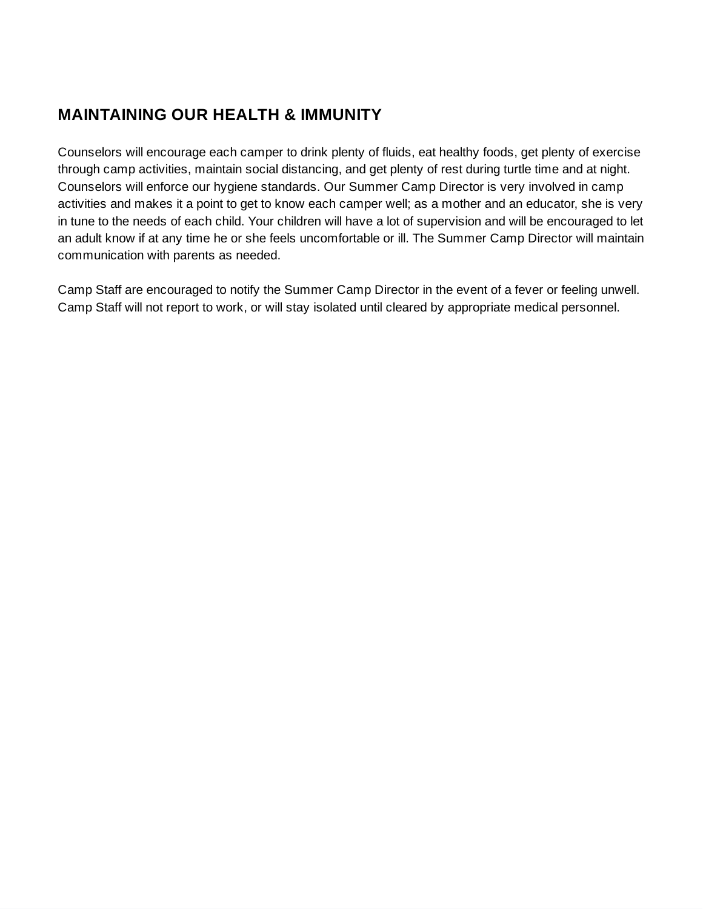## MAINTAINING OUR HEALTH & IMMUNITY

Counselors will encourage each camper to drink plenty of fluids, eat healthy foods, get plenty of exercise through camp activities, maintain social distancing, and get plenty of rest during turtle time and at night. Counselors will enforce our hygiene standards. Our Summer Camp Director is very involved in camp activities and makes it a point to get to know each camper well; as a mother and an educator, she is very in tune to the needs of each child. Your children will have a lot of supervision and will be encouraged to let an adult know if at any time he or she feels uncomfortable or ill. The Summer Camp Director will maintain communication with parents as needed.

Camp Staff are encouraged to notify the Summer Camp Director in the event of a fever or feeling unwell. Camp Staff will not report to work, or will stay isolated until cleared by appropriate medical personnel.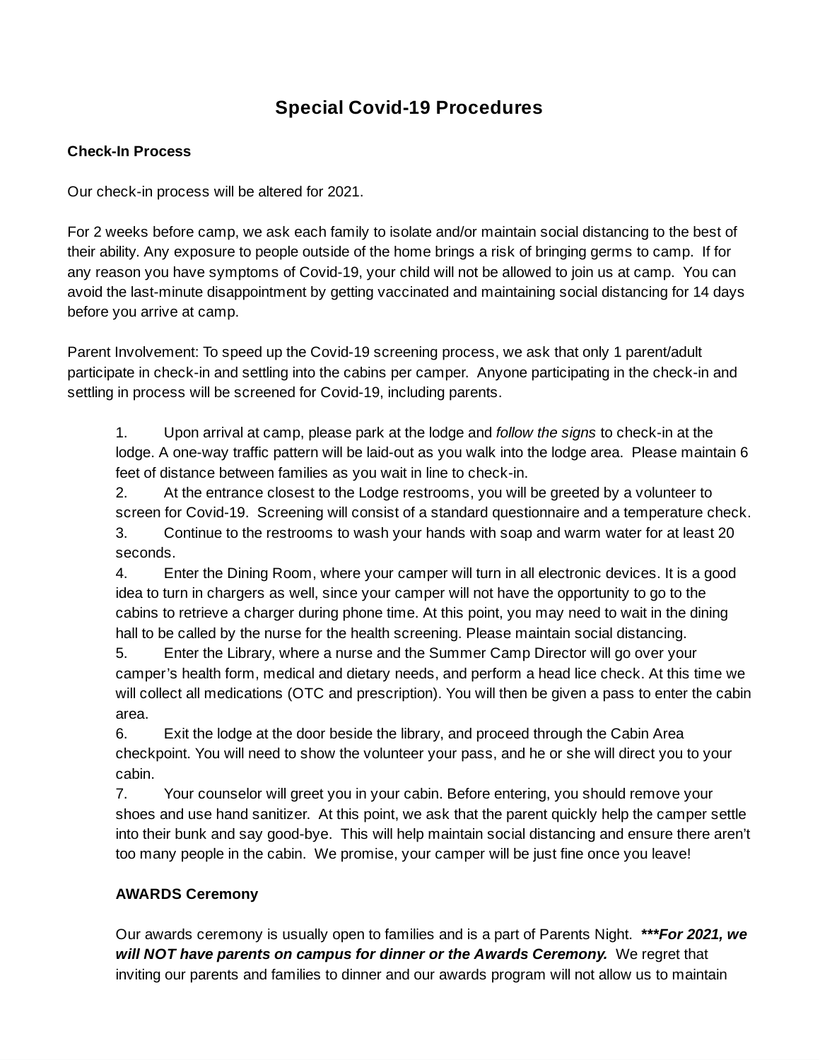# Special Covid-19 Procedures

**Check-In Process**

Our check-in process will be altered for 2021.

For 2 weeks before camp, we ask each family to isolate and/or maintain social distancing to the best of their ability. Any exposure to people outside of the home brings a risk of bringing germs to camp. If for any reason you have symptoms of Covid-19, your child will not be allowed to join us at camp. You can avoid the last-minute disappointment by getting vaccinated and maintaining social distancing for 14 days before you arrive at camp.

Parent Involvement: To speed up the Covid-19 screening process, we ask that only 1 parent/adult participate in check-in and settling into the cabins per camper. Anyone participating in the check-in and settling in process will be screened for Covid-19, including parents.

1. Upon arrival at camp, please park at the lodge and *follow the signs* to check-in at the lodge. A one-way traffic pattern will be laid-out as you walk into the lodge area. Please maintain 6 feet of distance between families as you wait in line to check-in.
2. At the entrance closest to the Lodge restrooms, you will be greeted by a volunteer to screen for Covid-19. Screening will consist of a standard questionnaire and a temperature check.
3. Continue to the restrooms to wash your hands with soap and warm water for at least 20 seconds.
4. Enter the Dining Room, where your camper will turn in all electronic devices. It is a good idea to turn in chargers as well, since your camper will not have the opportunity to go to the cabins to retrieve a charger during phone time. At this point, you may need to wait in the dining hall to be called by the nurse for the health screening. Please maintain social distancing.
5. Enter the Library, where a nurse and the Summer Camp Director will go over your camper's health form, medical and dietary needs, and perform a head lice check. At this time we will collect all medications (OTC and prescription). You will then be given a pass to enter the cabin area.
6. Exit the lodge at the door beside the library, and proceed through the Cabin Area checkpoint. You will need to show the volunteer your pass, and he or she will direct you to your cabin.
7. Your counselor will greet you in your cabin. Before entering, you should remove your shoes and use hand sanitizer. At this point, we ask that the parent quickly help the camper settle into their bunk and say good-bye. This will help maintain social distancing and ensure there aren't too many people in the cabin. We promise, your camper will be just fine once you leave!

**AWARDS Ceremony**

Our awards ceremony is usually open to families and is a part of Parents Night. ***\*\*\*For 2021, we will NOT have parents on campus for dinner or the Awards Ceremony.*** We regret that inviting our parents and families to dinner and our awards program will not allow us to maintain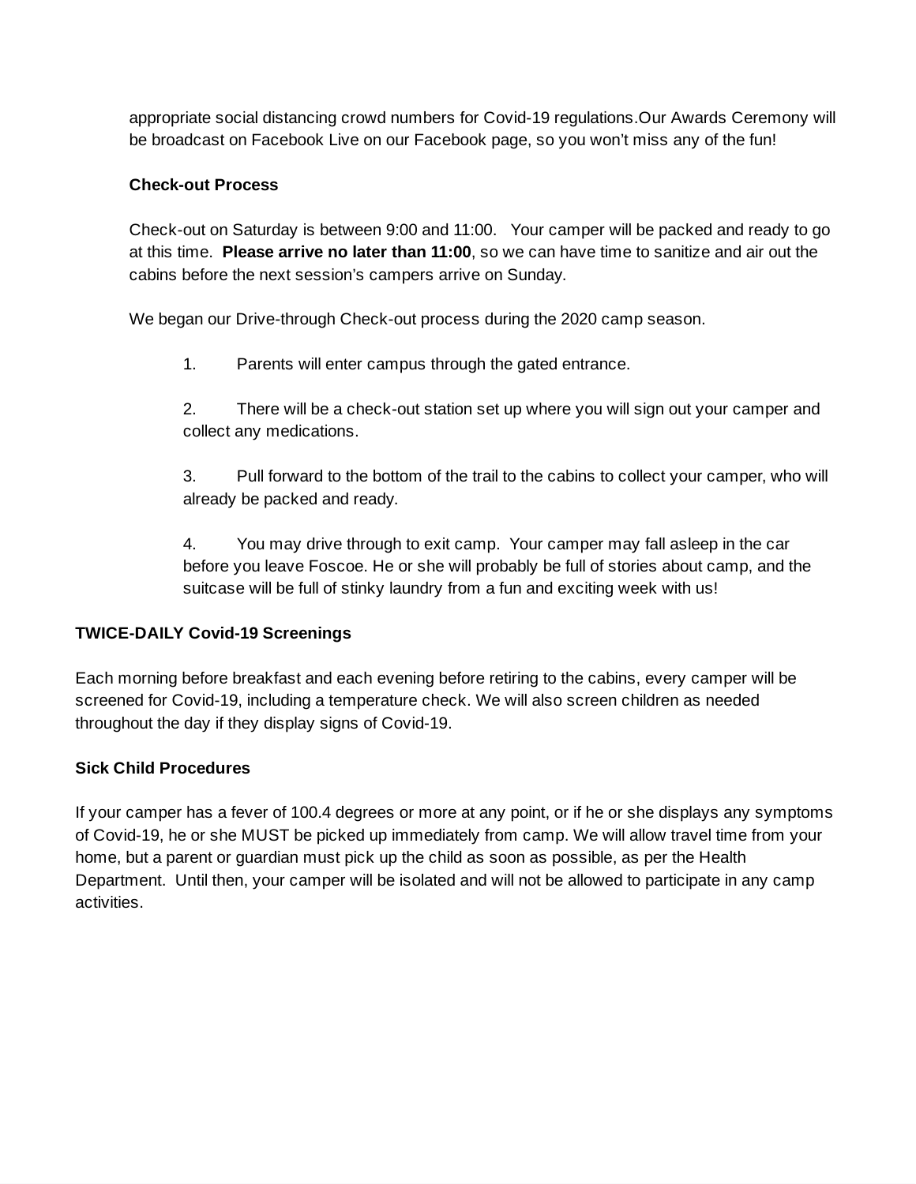appropriate social distancing crowd numbers for Covid-19 regulations.Our Awards Ceremony will be broadcast on Facebook Live on our Facebook page, so you won't miss any of the fun!

**Check-out Process**

Check-out on Saturday is between 9:00 and 11:00. Your camper will be packed and ready to go at this time. **Please arrive no later than 11:00**, so we can have time to sanitize and air out the cabins before the next session's campers arrive on Sunday.

We began our Drive-through Check-out process during the 2020 camp season.

1. Parents will enter campus through the gated entrance.

2. There will be a check-out station set up where you will sign out your camper and collect any medications.

3. Pull forward to the bottom of the trail to the cabins to collect your camper, who will already be packed and ready.

4. You may drive through to exit camp. Your camper may fall asleep in the car before you leave Foscoe. He or she will probably be full of stories about camp, and the suitcase will be full of stinky laundry from a fun and exciting week with us!

**TWICE-DAILY Covid-19 Screenings**

Each morning before breakfast and each evening before retiring to the cabins, every camper will be screened for Covid-19, including a temperature check. We will also screen children as needed throughout the day if they display signs of Covid-19.

**Sick Child Procedures**

If your camper has a fever of 100.4 degrees or more at any point, or if he or she displays any symptoms of Covid-19, he or she MUST be picked up immediately from camp. We will allow travel time from your home, but a parent or guardian must pick up the child as soon as possible, as per the Health Department. Until then, your camper will be isolated and will not be allowed to participate in any camp activities.